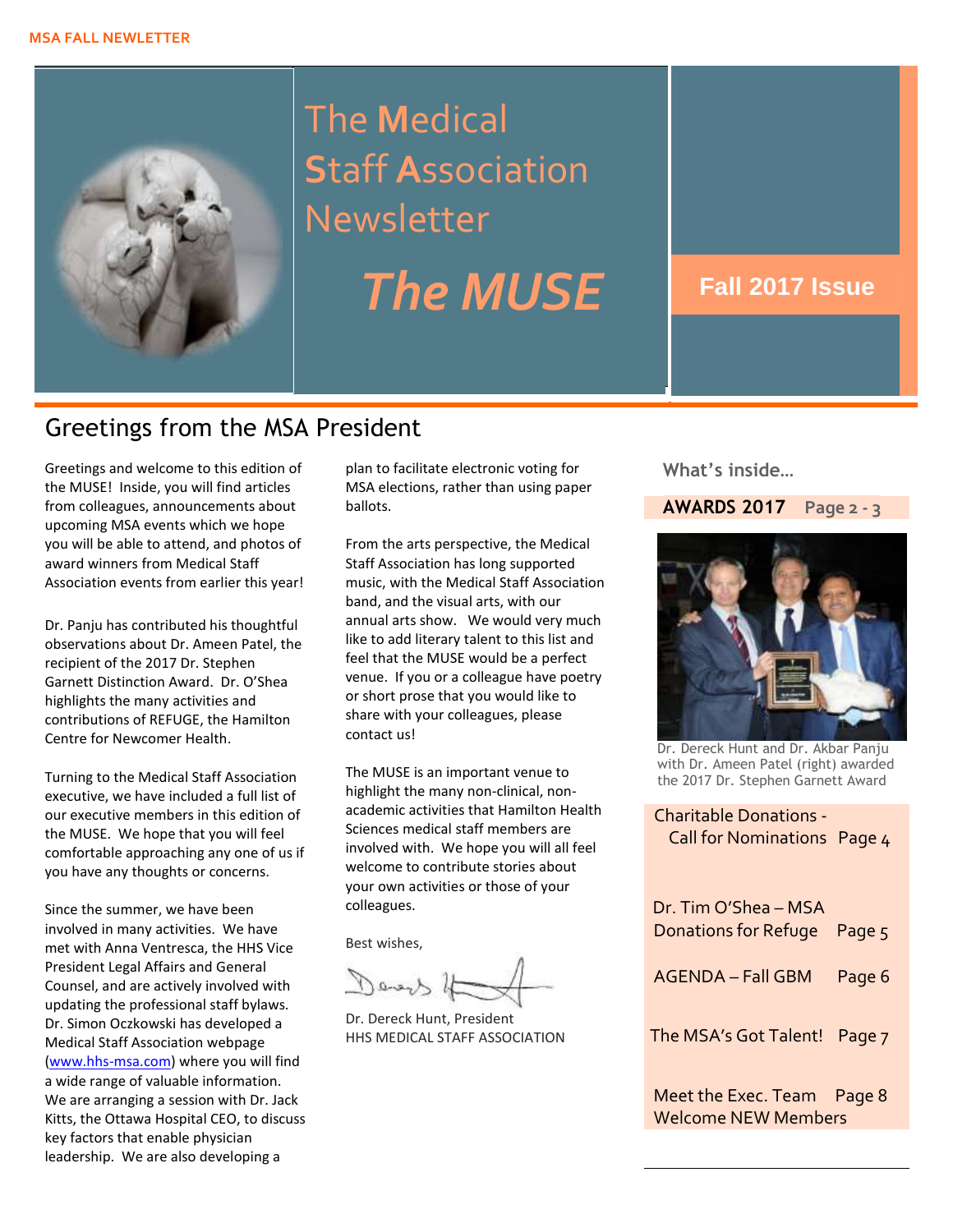MSA FALL NEWLETTER

# The Medical Staff Association Newsletter

# *The MUSE*

**Fall 2017 Issue**

## Greetings from the MSA President

Greetings and welcome to this edition of the MUSE! Inside, you will find articles from colleagues, announcements about upcoming MSA events which we hope you will be able to attend, and photos of award winners from Medical Staff Association events from earlier this year!

Dr. Panju has contributed his thoughtful observations about Dr. Ameen Patel, the recipient of the 2017 Dr. Stephen Garnett Distinction Award. Dr. O'Shea highlights the many activities and contributions of REFUGE, the Hamilton Centre for Newcomer Health.

Turning to the Medical Staff Association executive, we have included a full list of our executive members in this edition of the MUSE. We hope that you will feel comfortable approaching any one of us if you have any thoughts or concerns.

Since the summer, we have been involved in many activities. We have met with Anna Ventresca, the HHS Vice President Legal Affairs and General Counsel, and are actively involved with updating the professional staff bylaws. Dr. Simon Oczkowski has developed a Medical Staff Association webpage (www.hhs-msa.com) where you will find a wide range of valuable information. We are arranging a session with Dr. Jack Kitts, the Ottawa Hospital CEO, to discuss key factors that enable physician leadership. We are also developing a plan to facilitate electronic voting for MSA elections, rather than using paper ballots.

From the arts perspective, the Medical Staff Association has long supported music, with the Medical Staff Association band, and the visual arts, with our annual arts show. We would very much like to add literary talent to this list and feel that the MUSE would be a perfect venue. If you or a colleague have poetry or short prose that you would like to share with your colleagues, please contact us!

The MUSE is an important venue to highlight the many non-clinical, non-academic activities that Hamilton Health Sciences medical staff members are involved with. We hope you will all feel welcome to contribute stories about your own activities or those of your colleagues.

Best wishes,

Dr. Dereck Hunt, President
HHS MEDICAL STAFF ASSOCIATION

### What's inside…

**AWARDS 2017** Page 2 - 3

Dr. Dereck Hunt and Dr. Akbar Panju with Dr. Ameen Patel (right) awarded the 2017 Dr. Stephen Garnett Award

Charitable Donations - Call for Nominations Page 4

Dr. Tim O'Shea – MSA Donations for Refuge Page 5

AGENDA – Fall GBM Page 6

The MSA's Got Talent! Page 7

Meet the Exec. Team Page 8
Welcome NEW Members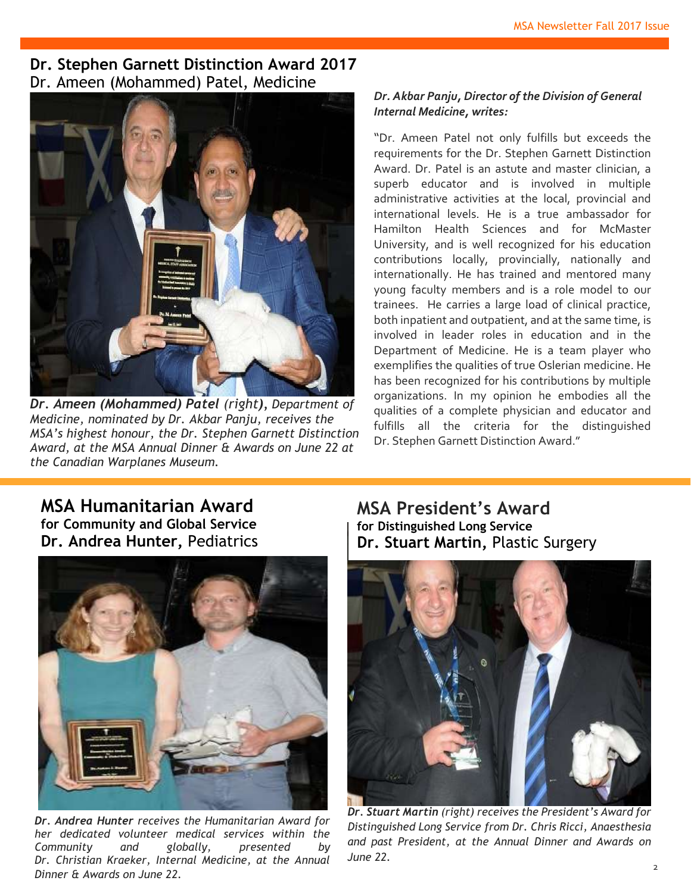## Dr. Stephen Garnett Distinction Award 2017

Dr. Ameen (Mohammed) Patel, Medicine

***Dr. Ameen (Mohammed) Patel** (right), Department of Medicine, nominated by Dr. Akbar Panju, receives the MSA's highest honour, the Dr. Stephen Garnett Distinction Award, at the MSA Annual Dinner & Awards on June 22 at the Canadian Warplanes Museum.*

***Dr. Akbar Panju, Director of the Division of General Internal Medicine, writes:***

"Dr. Ameen Patel not only fulfills but exceeds the requirements for the Dr. Stephen Garnett Distinction Award. Dr. Patel is an astute and master clinician, a superb educator and is involved in multiple administrative activities at the local, provincial and international levels. He is a true ambassador for Hamilton Health Sciences and for McMaster University, and is well recognized for his education contributions locally, provincially, nationally and internationally. He has trained and mentored many young faculty members and is a role model to our trainees. He carries a large load of clinical practice, both inpatient and outpatient, and at the same time, is involved in leader roles in education and in the Department of Medicine. He is a team player who exemplifies the qualities of true Oslerian medicine. He has been recognized for his contributions by multiple organizations. In my opinion he embodies all the qualities of a complete physician and educator and fulfills all the criteria for the distinguished Dr. Stephen Garnett Distinction Award."

## MSA Humanitarian Award

**for Community and Global Service**

**Dr. Andrea Hunter,** Pediatrics

***Dr. Andrea Hunter** receives the Humanitarian Award for her dedicated volunteer medical services within the Community and globally, presented by Dr. Christian Kraeker, Internal Medicine, at the Annual Dinner & Awards on June 22.*

## MSA President's Award

**for Distinguished Long Service**

**Dr. Stuart Martin,** Plastic Surgery

***Dr. Stuart Martin** (right) receives the President's Award for Distinguished Long Service from Dr. Chris Ricci, Anaesthesia and past President, at the Annual Dinner and Awards on June 22.*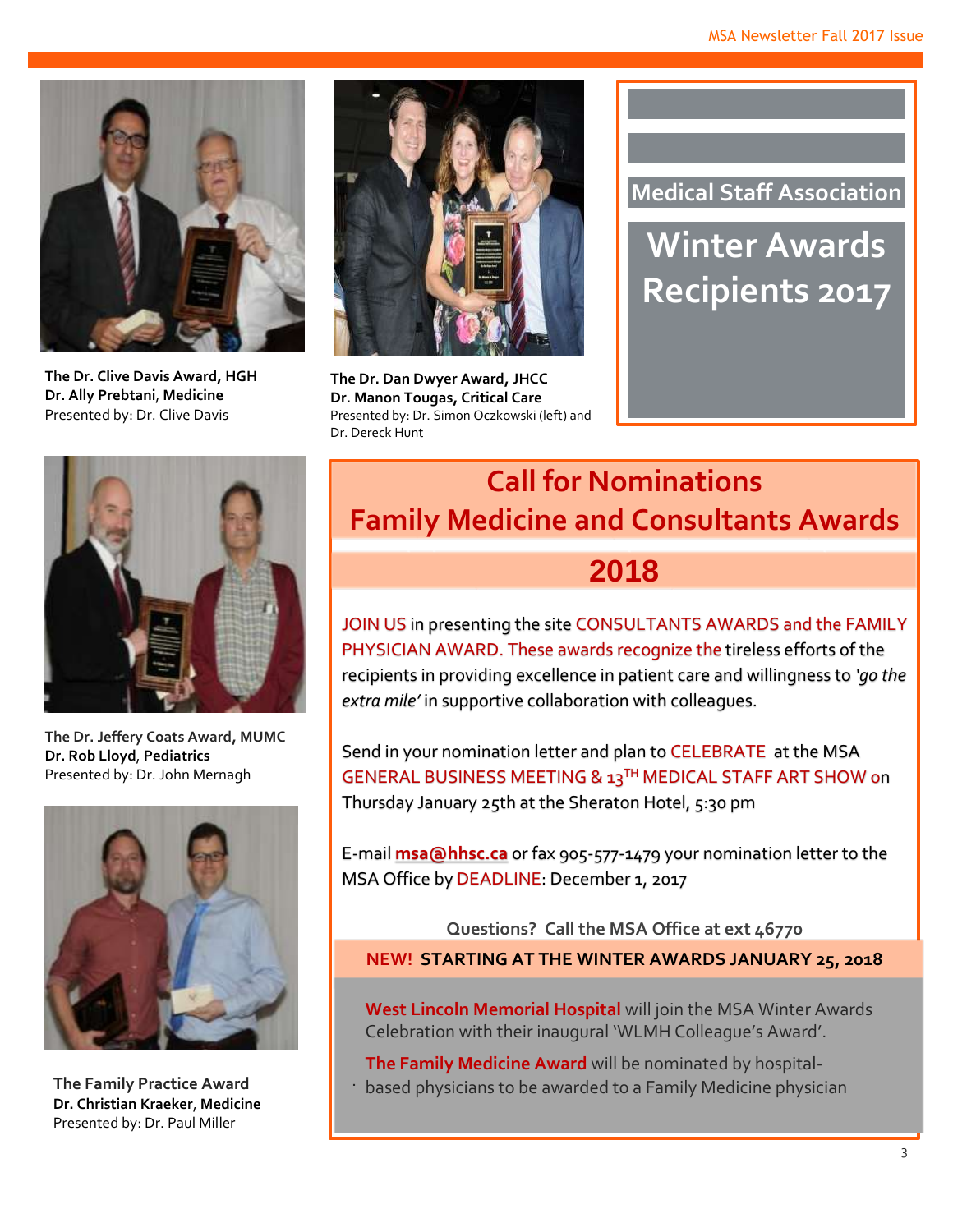## Medical Staff Association

# Winter Awards Recipients 2017

**The Dr. Clive Davis Award, HGH**
**Dr. Ally Prebtani, Medicine**
Presented by: Dr. Clive Davis

**The Dr. Dan Dwyer Award, JHCC**
**Dr. Manon Tougas, Critical Care**
Presented by: Dr. Simon Oczkowski (left) and Dr. Dereck Hunt

**The Dr. Jeffery Coats Award, MUMC**
**Dr. Rob Lloyd, Pediatrics**
Presented by: Dr. John Mernagh

**The Family Practice Award**
**Dr. Christian Kraeker, Medicine**
Presented by: Dr. Paul Miller

## Call for Nominations Family Medicine and Consultants Awards

## 2018

JOIN US in presenting the site CONSULTANTS AWARDS and the FAMILY PHYSICIAN AWARD. These awards recognize the tireless efforts of the recipients in providing excellence in patient care and willingness to *'go the extra mile'* in supportive collaboration with colleagues.

Send in your nomination letter and plan to CELEBRATE at the MSA GENERAL BUSINESS MEETING & 13TH MEDICAL STAFF ART SHOW on Thursday January 25th at the Sheraton Hotel, 5:30 pm

E-mail **msa@hhsc.ca** or fax 905-577-1479 your nomination letter to the MSA Office by DEADLINE: December 1, 2017

**Questions? Call the MSA Office at ext 46770**

**NEW! STARTING AT THE WINTER AWARDS JANUARY 25, 2018**

**West Lincoln Memorial Hospital** will join the MSA Winter Awards Celebration with their inaugural 'WLMH Colleague's Award'.

**The Family Medicine Award** will be nominated by hospital-based physicians to be awarded to a Family Medicine physician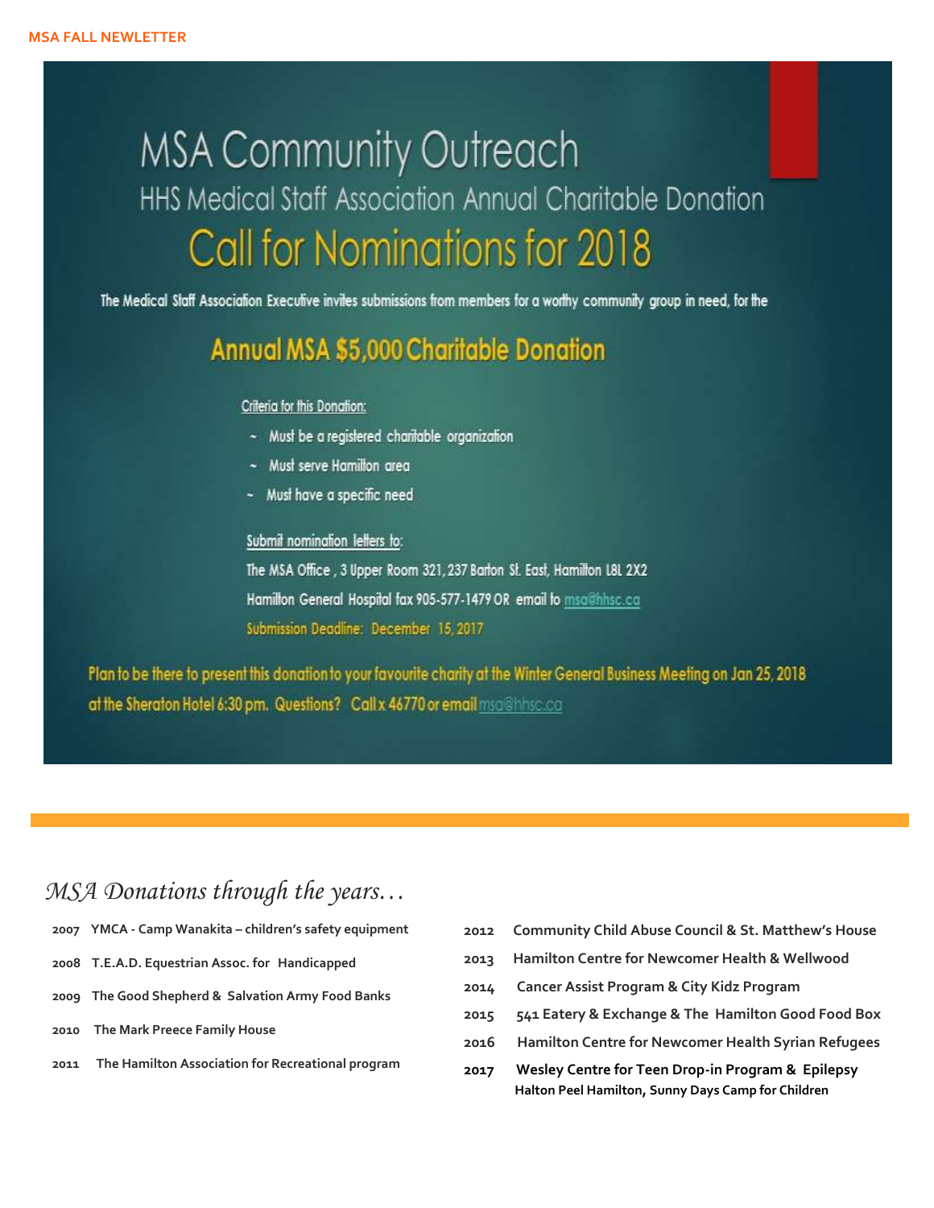# MSA Community Outreach

## HHS Medical Staff Association Annual Charitable Donation

## Call for Nominations for 2018

The Medical Staff Association Executive invites submissions from members for a worthy community group in need, for the

### Annual MSA $5,000 Charitable Donation

Criteria for this Donation:

- Must be a registered charitable organization
- Must serve Hamilton area
- Must have a specific need

Submit nomination letters to:

The MSA Office , 3 Upper Room 321, 237 Barton St. East, Hamilton L8L 2X2

Hamilton General Hospital fax 905-577-1479 OR email to msa@hhsc.ca

Submission Deadline: December 15, 2017

Plan to be there to present this donation to your favourite charity at the Winter General Business Meeting on Jan 25, 2018 at the Sheraton Hotel 6:30 pm. Questions? Call x 46770 or email msa@hhsc.ca

## *MSA Donations through the years…*

**2007** YMCA - Camp Wanakita – children's safety equipment

**2008** T.E.A.D. Equestrian Assoc. for Handicapped

**2009** The Good Shepherd & Salvation Army Food Banks

**2010** The Mark Preece Family House

**2011** The Hamilton Association for Recreational program

**2012** Community Child Abuse Council & St. Matthew's House

**2013** Hamilton Centre for Newcomer Health & Wellwood

**2014** Cancer Assist Program & City Kidz Program

**2015** 541 Eatery & Exchange & The Hamilton Good Food Box

**2016** Hamilton Centre for Newcomer Health Syrian Refugees

**2017** Wesley Centre for Teen Drop-in Program & Epilepsy Halton Peel Hamilton, Sunny Days Camp for Children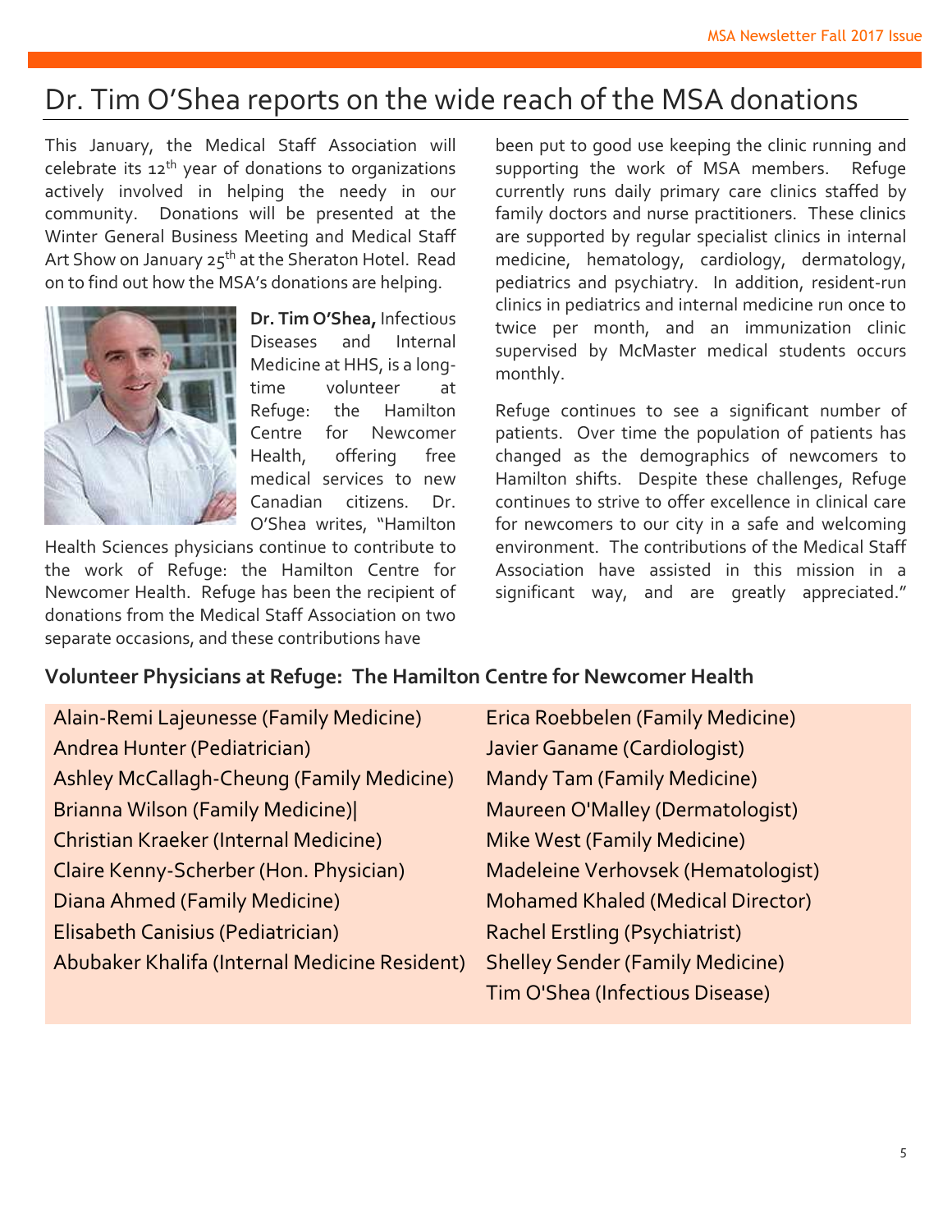# Dr. Tim O'Shea reports on the wide reach of the MSA donations

This January, the Medical Staff Association will celebrate its 12th year of donations to organizations actively involved in helping the needy in our community. Donations will be presented at the Winter General Business Meeting and Medical Staff Art Show on January 25th at the Sheraton Hotel. Read on to find out how the MSA's donations are helping.

**Dr. Tim O'Shea,** Infectious Diseases and Internal Medicine at HHS, is a long-time volunteer at Refuge: the Hamilton Centre for Newcomer Health, offering free medical services to new Canadian citizens. Dr. O'Shea writes, "Hamilton Health Sciences physicians continue to contribute to the work of Refuge: the Hamilton Centre for Newcomer Health. Refuge has been the recipient of donations from the Medical Staff Association on two separate occasions, and these contributions have been put to good use keeping the clinic running and supporting the work of MSA members. Refuge currently runs daily primary care clinics staffed by family doctors and nurse practitioners. These clinics are supported by regular specialist clinics in internal medicine, hematology, cardiology, dermatology, pediatrics and psychiatry. In addition, resident-run clinics in pediatrics and internal medicine run once to twice per month, and an immunization clinic supervised by McMaster medical students occurs monthly.

Refuge continues to see a significant number of patients. Over time the population of patients has changed as the demographics of newcomers to Hamilton shifts. Despite these challenges, Refuge continues to strive to offer excellence in clinical care for newcomers to our city in a safe and welcoming environment. The contributions of the Medical Staff Association have assisted in this mission in a significant way, and are greatly appreciated."

## Volunteer Physicians at Refuge: The Hamilton Centre for Newcomer Health

- Alain-Remi Lajeunesse (Family Medicine)
- Andrea Hunter (Pediatrician)
- Ashley McCallagh-Cheung (Family Medicine)
- Brianna Wilson (Family Medicine)|
- Christian Kraeker (Internal Medicine)
- Claire Kenny-Scherber (Hon. Physician)
- Diana Ahmed (Family Medicine)
- Elisabeth Canisius (Pediatrician)
- Abubaker Khalifa (Internal Medicine Resident)
- Erica Roebbelen (Family Medicine)
- Javier Ganame (Cardiologist)
- Mandy Tam (Family Medicine)
- Maureen O'Malley (Dermatologist)
- Mike West (Family Medicine)
- Madeleine Verhovsek (Hematologist)
- Mohamed Khaled (Medical Director)
- Rachel Erstling (Psychiatrist)
- Shelley Sender (Family Medicine)
- Tim O'Shea (Infectious Disease)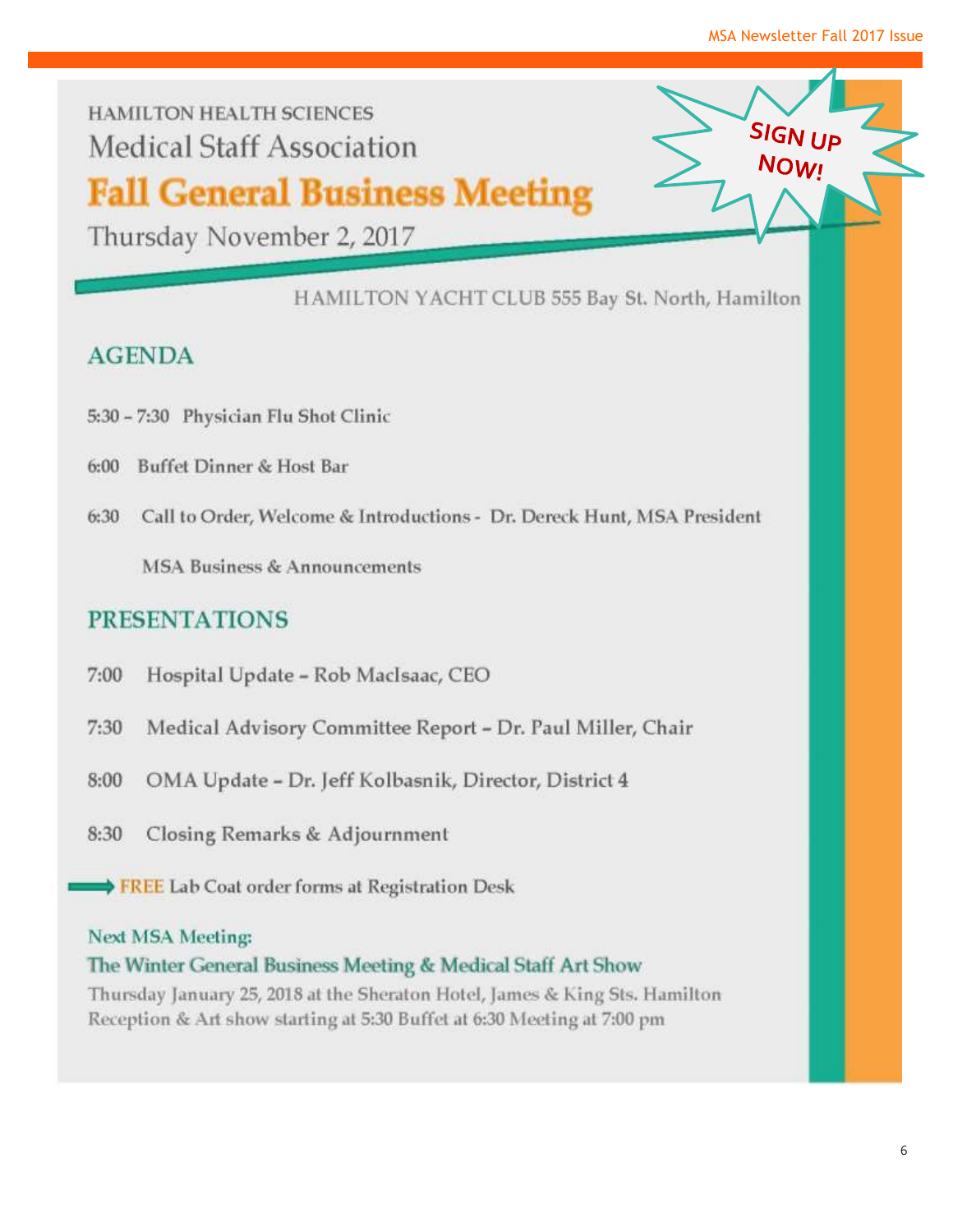HAMILTON HEALTH SCIENCES

Medical Staff Association

# Fall General Business Meeting

Thursday November 2, 2017

**SIGN UP NOW!**

HAMILTON YACHT CLUB 555 Bay St. North, Hamilton

## AGENDA

5:30 – 7:30 Physician Flu Shot Clinic

6:00 Buffet Dinner & Host Bar

6:30 Call to Order, Welcome & Introductions - Dr. Dereck Hunt, MSA President

MSA Business & Announcements

## PRESENTATIONS

7:00 Hospital Update – Rob MacIsaac, CEO

7:30 Medical Advisory Committee Report – Dr. Paul Miller, Chair

8:00 OMA Update – Dr. Jeff Kolbasnik, Director, District 4

8:30 Closing Remarks & Adjournment

→ FREE Lab Coat order forms at Registration Desk

**Next MSA Meeting:**

**The Winter General Business Meeting & Medical Staff Art Show**

Thursday January 25, 2018 at the Sheraton Hotel, James & King Sts. Hamilton

Reception & Art show starting at 5:30 Buffet at 6:30 Meeting at 7:00 pm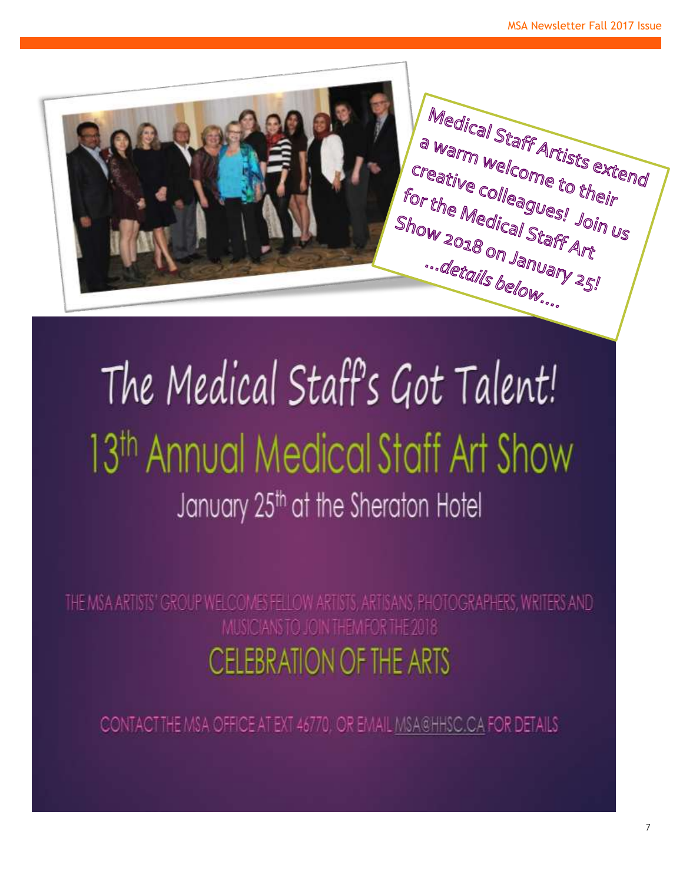Medical Staff Artists extend a warm welcome to their creative colleagues! Join us for the Medical Staff Art Show 2018 on January 25! ...details below....

# The Medical Staff's Got Talent!

## 13th Annual Medical Staff Art Show

January 25th at the Sheraton Hotel

THE MSA ARTISTS' GROUP WELCOMES FELLOW ARTISTS, ARTISANS, PHOTOGRAPHERS, WRITERS AND MUSICIANS TO JOIN THEM FOR THE 2018

## CELEBRATION OF THE ARTS

CONTACT THE MSA OFFICE AT EXT 46770, OR EMAIL MSA@HHSC.CA FOR DETAILS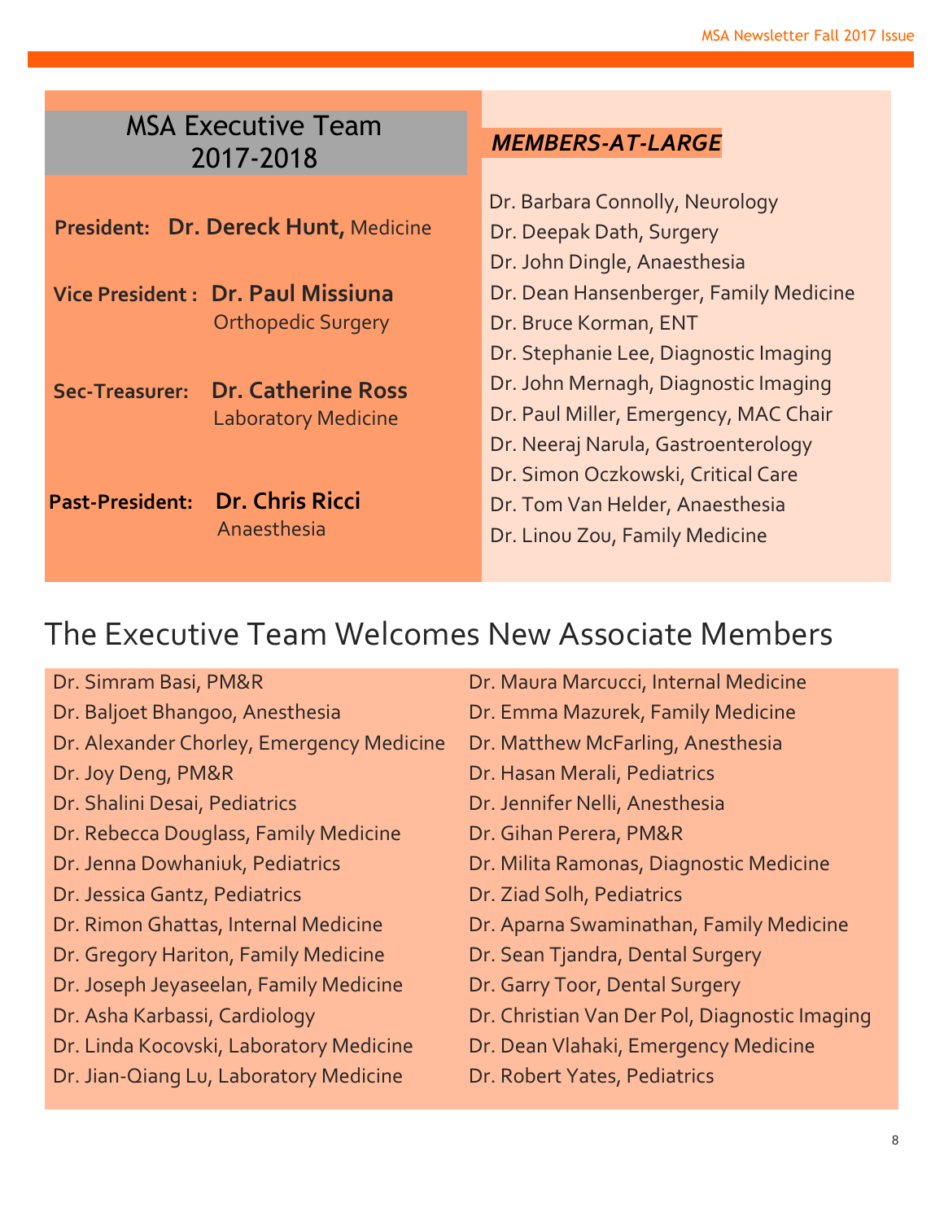## MSA Executive Team 2017-2018

**President:** **Dr. Dereck Hunt,** Medicine

**Vice President :** **Dr. Paul Missiuna**
Orthopedic Surgery

**Sec-Treasurer:** **Dr. Catherine Ross**
Laboratory Medicine

**Past-President:** **Dr. Chris Ricci**
Anaesthesia

### ***MEMBERS-AT-LARGE***

Dr. Barbara Connolly, Neurology
Dr. Deepak Dath, Surgery
Dr. John Dingle, Anaesthesia
Dr. Dean Hansenberger, Family Medicine
Dr. Bruce Korman, ENT
Dr. Stephanie Lee, Diagnostic Imaging
Dr. John Mernagh, Diagnostic Imaging
Dr. Paul Miller, Emergency, MAC Chair
Dr. Neeraj Narula, Gastroenterology
Dr. Simon Oczkowski, Critical Care
Dr. Tom Van Helder, Anaesthesia
Dr. Linou Zou, Family Medicine

# The Executive Team Welcomes New Associate Members

Dr. Simram Basi, PM&R
Dr. Baljoet Bhangoo, Anesthesia
Dr. Alexander Chorley, Emergency Medicine
Dr. Joy Deng, PM&R
Dr. Shalini Desai, Pediatrics
Dr. Rebecca Douglass, Family Medicine
Dr. Jenna Dowhaniuk, Pediatrics
Dr. Jessica Gantz, Pediatrics
Dr. Rimon Ghattas, Internal Medicine
Dr. Gregory Hariton, Family Medicine
Dr. Joseph Jeyaseelan, Family Medicine
Dr. Asha Karbassi, Cardiology
Dr. Linda Kocovski, Laboratory Medicine
Dr. Jian-Qiang Lu, Laboratory Medicine
Dr. Maura Marcucci, Internal Medicine
Dr. Emma Mazurek, Family Medicine
Dr. Matthew McFarling, Anesthesia
Dr. Hasan Merali, Pediatrics
Dr. Jennifer Nelli, Anesthesia
Dr. Gihan Perera, PM&R
Dr. Milita Ramonas, Diagnostic Medicine
Dr. Ziad Solh, Pediatrics
Dr. Aparna Swaminathan, Family Medicine
Dr. Sean Tjandra, Dental Surgery
Dr. Garry Toor, Dental Surgery
Dr. Christian Van Der Pol, Diagnostic Imaging
Dr. Dean Vlahaki, Emergency Medicine
Dr. Robert Yates, Pediatrics